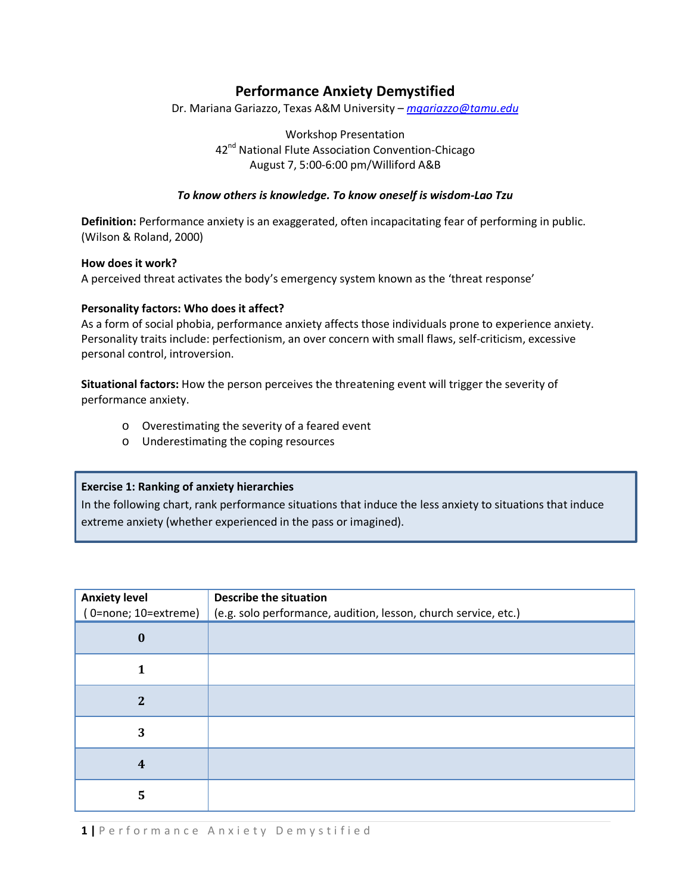# Performance Anxiety Demystified

Dr. Mariana Gariazzo, Texas A&M University – *mgariazzo@tamu.edu*

Workshop Presentation
42nd National Flute Association Convention-Chicago
August 7, 5:00-6:00 pm/Williford A&B

***To know others is knowledge. To know oneself is wisdom-Lao Tzu***

**Definition:** Performance anxiety is an exaggerated, often incapacitating fear of performing in public. (Wilson & Roland, 2000)

**How does it work?**
A perceived threat activates the body's emergency system known as the 'threat response'

**Personality factors: Who does it affect?**
As a form of social phobia, performance anxiety affects those individuals prone to experience anxiety. Personality traits include: perfectionism, an over concern with small flaws, self-criticism, excessive personal control, introversion.

**Situational factors:** How the person perceives the threatening event will trigger the severity of performance anxiety.

- Overestimating the severity of a feared event
- Underestimating the coping resources

**Exercise 1: Ranking of anxiety hierarchies**
In the following chart, rank performance situations that induce the less anxiety to situations that induce extreme anxiety (whether experienced in the pass or imagined).

| Anxiety level<br>( 0=none; 10=extreme) | Describe the situation<br>(e.g. solo performance, audition, lesson, church service, etc.) |
|---|---|
| 0 | |
| 1 | |
| 2 | |
| 3 | |
| 4 | |
| 5 | |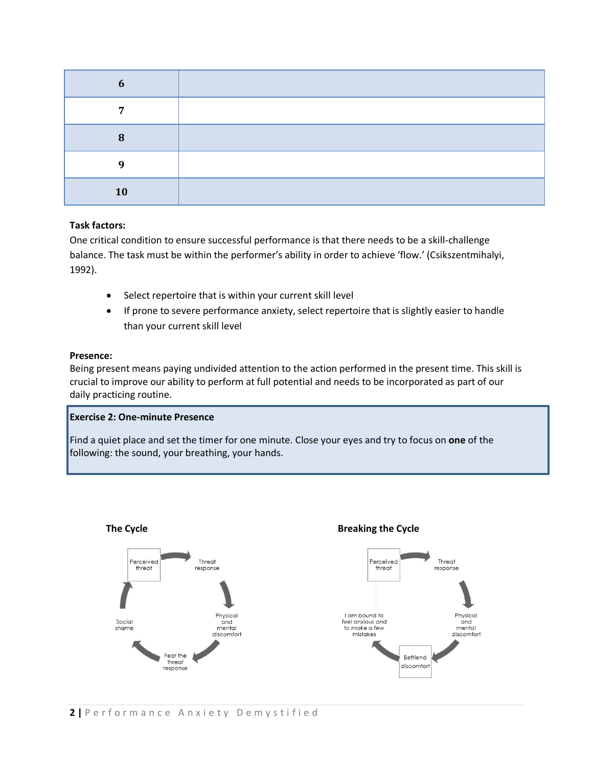| | |
|---|---|
| **6** | |
| **7** | |
| **8** | |
| **9** | |
| **10** | |

**Task factors:**

One critical condition to ensure successful performance is that there needs to be a skill-challenge balance. The task must be within the performer's ability in order to achieve 'flow.' (Csikszentmihalyi, 1992).

- Select repertoire that is within your current skill level
- If prone to severe performance anxiety, select repertoire that is slightly easier to handle than your current skill level

**Presence:**

Being present means paying undivided attention to the action performed in the present time. This skill is crucial to improve our ability to perform at full potential and needs to be incorporated as part of our daily practicing routine.

> **Exercise 2: One-minute Presence**
>
> Find a quiet place and set the timer for one minute. Close your eyes and try to focus on **one** of the following: the sound, your breathing, your hands.

**The Cycle**

Perceived threat → Threat response → Physical and mental discomfort → Fear the threat response → Social shame → Perceived threat

**Breaking the Cycle**

Perceived threat → Threat response → Physical and mental discomfort → Befriend discomfort → I am bound to feel anxious and to make a few mistakes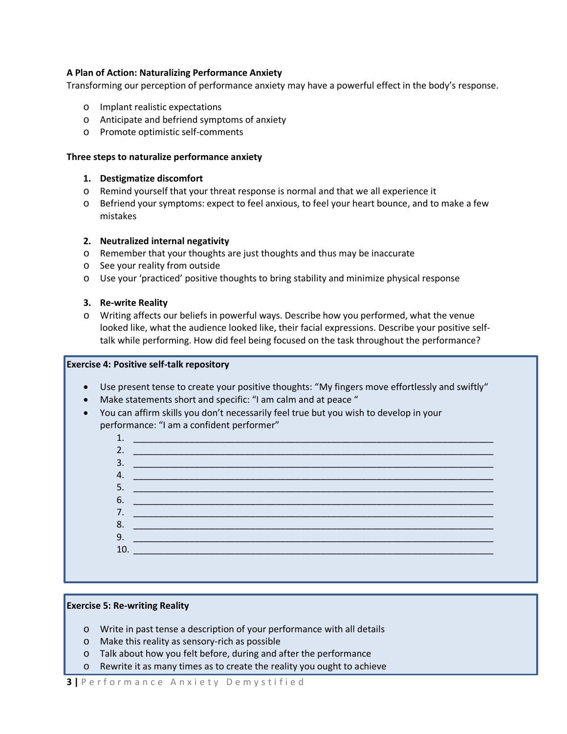**A Plan of Action: Naturalizing Performance Anxiety**

Transforming our perception of performance anxiety may have a powerful effect in the body's response.

- Implant realistic expectations
- Anticipate and befriend symptoms of anxiety
- Promote optimistic self-comments

**Three steps to naturalize performance anxiety**

1. **Destigmatize discomfort**
   - Remind yourself that your threat response is normal and that we all experience it
   - Befriend your symptoms: expect to feel anxious, to feel your heart bounce, and to make a few mistakes

2. **Neutralized internal negativity**
   - Remember that your thoughts are just thoughts and thus may be inaccurate
   - See your reality from outside
   - Use your 'practiced' positive thoughts to bring stability and minimize physical response

3. **Re-write Reality**
   - Writing affects our beliefs in powerful ways. Describe how you performed, what the venue looked like, what the audience looked like, their facial expressions. Describe your positive self-talk while performing. How did feel being focused on the task throughout the performance?

**Exercise 4: Positive self-talk repository**

- Use present tense to create your positive thoughts: "My fingers move effortlessly and swiftly"
- Make statements short and specific: "I am calm and at peace "
- You can affirm skills you don't necessarily feel true but you wish to develop in your performance: "I am a confident performer"
  1. ______________________________________________________________________
  2. ______________________________________________________________________
  3. ______________________________________________________________________
  4. ______________________________________________________________________
  5. ______________________________________________________________________
  6. ______________________________________________________________________
  7. ______________________________________________________________________
  8. ______________________________________________________________________
  9. ______________________________________________________________________
  10. ______________________________________________________________________

**Exercise 5: Re-writing Reality**

- Write in past tense a description of your performance with all details
- Make this reality as sensory-rich as possible
- Talk about how you felt before, during and after the performance
- Rewrite it as many times as to create the reality you ought to achieve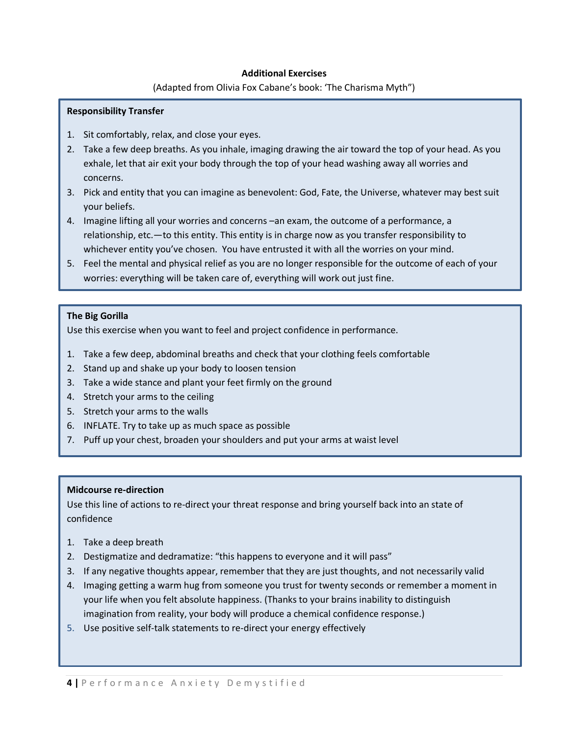**Additional Exercises**

(Adapted from Olivia Fox Cabane's book: 'The Charisma Myth")

**Responsibility Transfer**

1. Sit comfortably, relax, and close your eyes.
2. Take a few deep breaths. As you inhale, imaging drawing the air toward the top of your head. As you exhale, let that air exit your body through the top of your head washing away all worries and concerns.
3. Pick and entity that you can imagine as benevolent: God, Fate, the Universe, whatever may best suit your beliefs.
4. Imagine lifting all your worries and concerns –an exam, the outcome of a performance, a relationship, etc.—to this entity. This entity is in charge now as you transfer responsibility to whichever entity you've chosen. You have entrusted it with all the worries on your mind.
5. Feel the mental and physical relief as you are no longer responsible for the outcome of each of your worries: everything will be taken care of, everything will work out just fine.

**The Big Gorilla**

Use this exercise when you want to feel and project confidence in performance.

1. Take a few deep, abdominal breaths and check that your clothing feels comfortable
2. Stand up and shake up your body to loosen tension
3. Take a wide stance and plant your feet firmly on the ground
4. Stretch your arms to the ceiling
5. Stretch your arms to the walls
6. INFLATE. Try to take up as much space as possible
7. Puff up your chest, broaden your shoulders and put your arms at waist level

**Midcourse re-direction**

Use this line of actions to re-direct your threat response and bring yourself back into an state of confidence

1. Take a deep breath
2. Destigmatize and dedramatize: "this happens to everyone and it will pass"
3. If any negative thoughts appear, remember that they are just thoughts, and not necessarily valid
4. Imaging getting a warm hug from someone you trust for twenty seconds or remember a moment in your life when you felt absolute happiness. (Thanks to your brains inability to distinguish imagination from reality, your body will produce a chemical confidence response.)
5. Use positive self-talk statements to re-direct your energy effectively